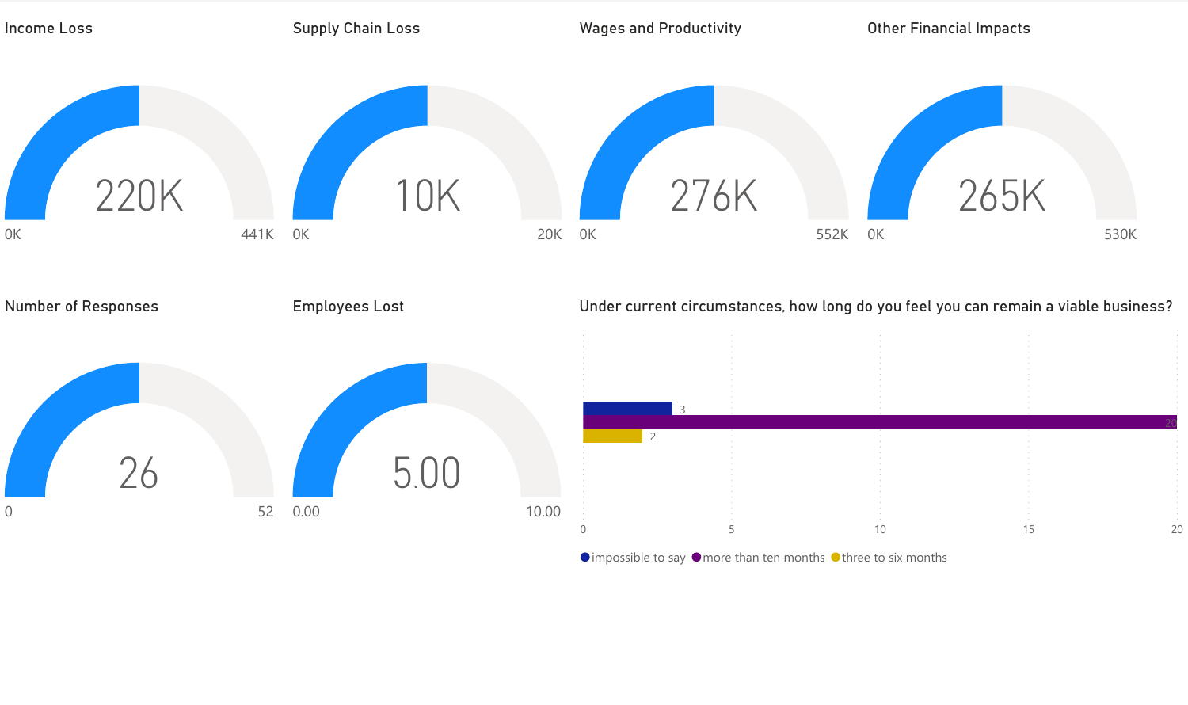## Income Loss

220K

0K — 441K

## Supply Chain Loss

10K

0K — 20K

## Wages and Productivity

276K

0K — 552K

## Other Financial Impacts

265K

0K — 530K

## Number of Responses

26

0 — 52

## Employees Lost

5.00

0.00 — 10.00

## Under current circumstances, how long do you feel you can remain a viable business?

| Response | Count |
| --- | --- |
| impossible to say | 3 |
| more than ten months | 20 |
| three to six months | 2 |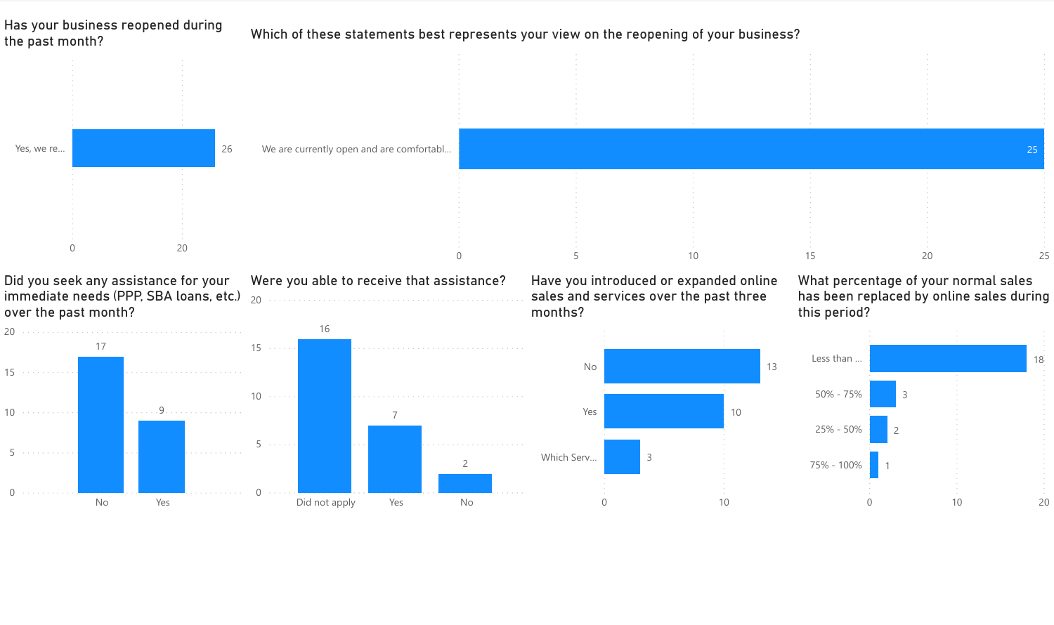Has your business reopened during the past month?

Yes, we re...
26
0
20

Which of these statements best represents your view on the reopening of your business?

We are currently open and are comfortabl...
25
0
5
10
15
20
25

Did you seek any assistance for your immediate needs (PPP, SBA loans, etc.) over the past month?

20
15
10
5
0
17
9
No
Yes

Were you able to receive that assistance?

20
15
10
5
0
16
7
2
Did not apply
Yes
No

Have you introduced or expanded online sales and services over the past three months?

No
13
Yes
10
Which Serv...
3
0
10

What percentage of your normal sales has been replaced by online sales during this period?

Less than ...
18
50% - 75%
3
25% - 50%
2
75% - 100%
1
0
10
20